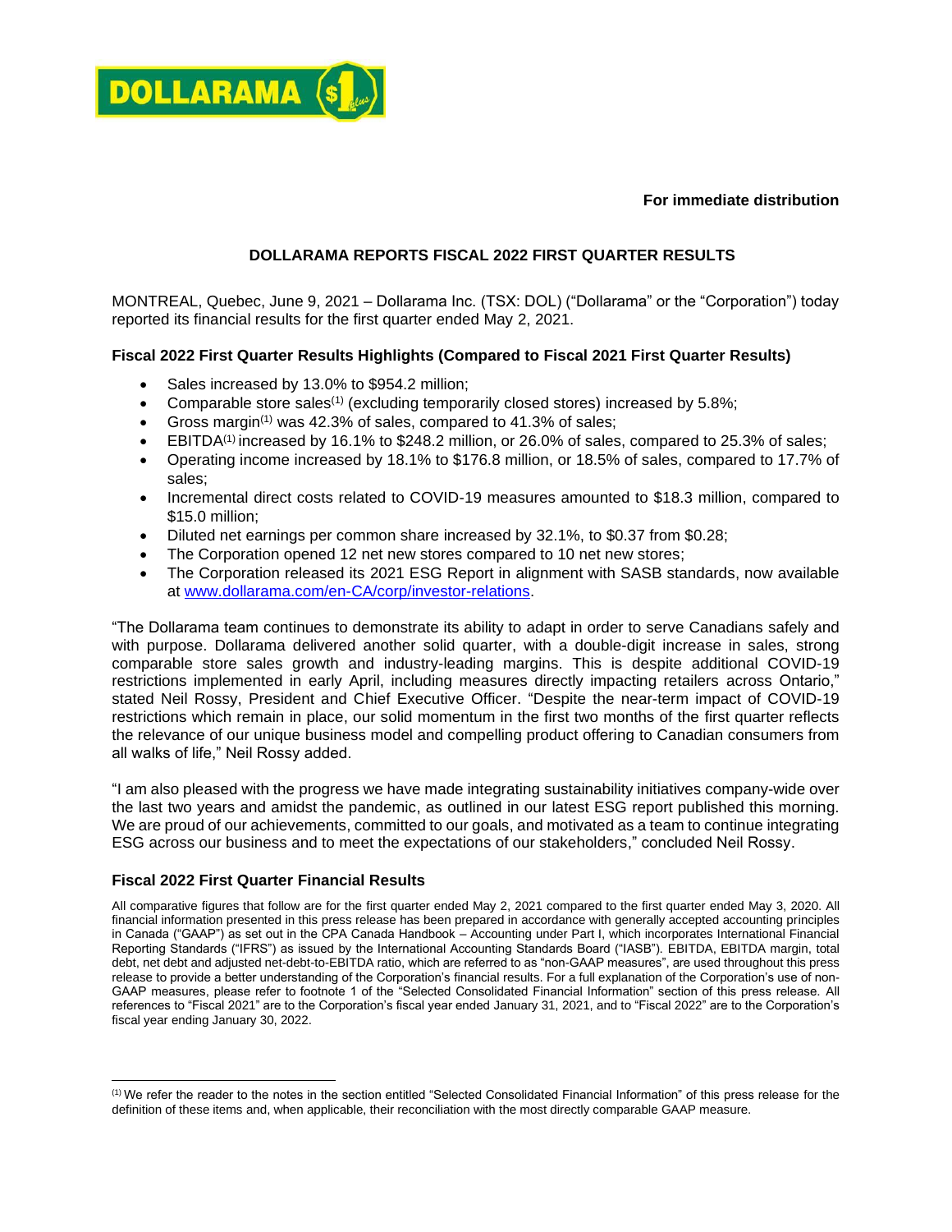**For immediate distribution**

# DOLLARAMA REPORTS FISCAL 2022 FIRST QUARTER RESULTS

MONTREAL, Quebec, June 9, 2021 – Dollarama Inc. (TSX: DOL) ("Dollarama" or the "Corporation") today reported its financial results for the first quarter ended May 2, 2021.

## Fiscal 2022 First Quarter Results Highlights (Compared to Fiscal 2021 First Quarter Results)

- Sales increased by 13.0% to $954.2 million;
- Comparable store sales[(1)] (excluding temporarily closed stores) increased by 5.8%;
- Gross margin[(1)] was 42.3% of sales, compared to 41.3% of sales;
- EBITDA[(1)] increased by 16.1% to $248.2 million, or 26.0% of sales, compared to 25.3% of sales;
- Operating income increased by 18.1% to $176.8 million, or 18.5% of sales, compared to 17.7% of sales;
- Incremental direct costs related to COVID-19 measures amounted to $18.3 million, compared to $15.0 million;
- Diluted net earnings per common share increased by 32.1%, to $0.37 from $0.28;
- The Corporation opened 12 net new stores compared to 10 net new stores;
- The Corporation released its 2021 ESG Report in alignment with SASB standards, now available at www.dollarama.com/en-CA/corp/investor-relations.

"The Dollarama team continues to demonstrate its ability to adapt in order to serve Canadians safely and with purpose. Dollarama delivered another solid quarter, with a double-digit increase in sales, strong comparable store sales growth and industry-leading margins. This is despite additional COVID-19 restrictions implemented in early April, including measures directly impacting retailers across Ontario," stated Neil Rossy, President and Chief Executive Officer. "Despite the near-term impact of COVID-19 restrictions which remain in place, our solid momentum in the first two months of the first quarter reflects the relevance of our unique business model and compelling product offering to Canadian consumers from all walks of life," Neil Rossy added.

"I am also pleased with the progress we have made integrating sustainability initiatives company-wide over the last two years and amidst the pandemic, as outlined in our latest ESG report published this morning. We are proud of our achievements, committed to our goals, and motivated as a team to continue integrating ESG across our business and to meet the expectations of our stakeholders," concluded Neil Rossy.

## Fiscal 2022 First Quarter Financial Results

All comparative figures that follow are for the first quarter ended May 2, 2021 compared to the first quarter ended May 3, 2020. All financial information presented in this press release has been prepared in accordance with generally accepted accounting principles in Canada ("GAAP") as set out in the CPA Canada Handbook – Accounting under Part I, which incorporates International Financial Reporting Standards ("IFRS") as issued by the International Accounting Standards Board ("IASB"). EBITDA, EBITDA margin, total debt, net debt and adjusted net-debt-to-EBITDA ratio, which are referred to as "non-GAAP measures", are used throughout this press release to provide a better understanding of the Corporation's financial results. For a full explanation of the Corporation's use of non-GAAP measures, please refer to footnote 1 of the "Selected Consolidated Financial Information" section of this press release. All references to "Fiscal 2021" are to the Corporation's fiscal year ended January 31, 2021, and to "Fiscal 2022" are to the Corporation's fiscal year ending January 30, 2022.

---

[(1)] We refer the reader to the notes in the section entitled "Selected Consolidated Financial Information" of this press release for the definition of these items and, when applicable, their reconciliation with the most directly comparable GAAP measure.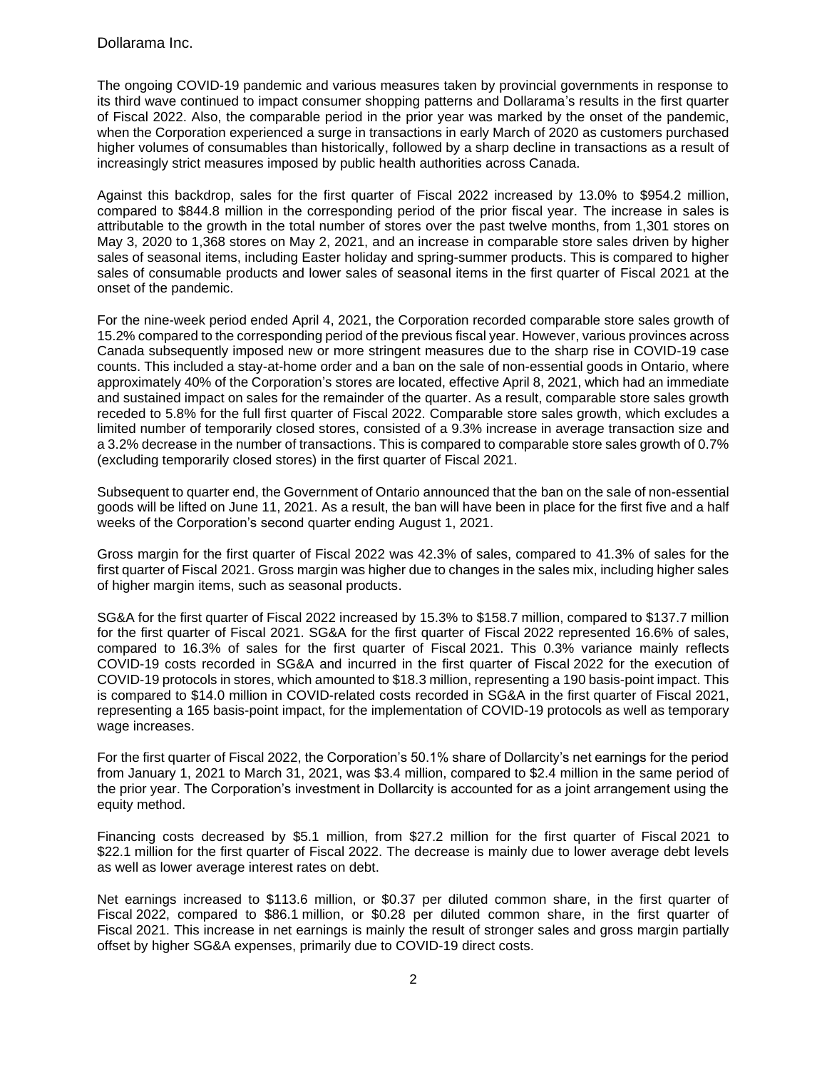The ongoing COVID-19 pandemic and various measures taken by provincial governments in response to its third wave continued to impact consumer shopping patterns and Dollarama's results in the first quarter of Fiscal 2022. Also, the comparable period in the prior year was marked by the onset of the pandemic, when the Corporation experienced a surge in transactions in early March of 2020 as customers purchased higher volumes of consumables than historically, followed by a sharp decline in transactions as a result of increasingly strict measures imposed by public health authorities across Canada.

Against this backdrop, sales for the first quarter of Fiscal 2022 increased by 13.0% to $954.2 million, compared to $844.8 million in the corresponding period of the prior fiscal year. The increase in sales is attributable to the growth in the total number of stores over the past twelve months, from 1,301 stores on May 3, 2020 to 1,368 stores on May 2, 2021, and an increase in comparable store sales driven by higher sales of seasonal items, including Easter holiday and spring-summer products. This is compared to higher sales of consumable products and lower sales of seasonal items in the first quarter of Fiscal 2021 at the onset of the pandemic.

For the nine-week period ended April 4, 2021, the Corporation recorded comparable store sales growth of 15.2% compared to the corresponding period of the previous fiscal year. However, various provinces across Canada subsequently imposed new or more stringent measures due to the sharp rise in COVID-19 case counts. This included a stay-at-home order and a ban on the sale of non-essential goods in Ontario, where approximately 40% of the Corporation's stores are located, effective April 8, 2021, which had an immediate and sustained impact on sales for the remainder of the quarter. As a result, comparable store sales growth receded to 5.8% for the full first quarter of Fiscal 2022. Comparable store sales growth, which excludes a limited number of temporarily closed stores, consisted of a 9.3% increase in average transaction size and a 3.2% decrease in the number of transactions. This is compared to comparable store sales growth of 0.7% (excluding temporarily closed stores) in the first quarter of Fiscal 2021.

Subsequent to quarter end, the Government of Ontario announced that the ban on the sale of non-essential goods will be lifted on June 11, 2021. As a result, the ban will have been in place for the first five and a half weeks of the Corporation's second quarter ending August 1, 2021.

Gross margin for the first quarter of Fiscal 2022 was 42.3% of sales, compared to 41.3% of sales for the first quarter of Fiscal 2021. Gross margin was higher due to changes in the sales mix, including higher sales of higher margin items, such as seasonal products.

SG&A for the first quarter of Fiscal 2022 increased by 15.3% to $158.7 million, compared to $137.7 million for the first quarter of Fiscal 2021. SG&A for the first quarter of Fiscal 2022 represented 16.6% of sales, compared to 16.3% of sales for the first quarter of Fiscal 2021. This 0.3% variance mainly reflects COVID-19 costs recorded in SG&A and incurred in the first quarter of Fiscal 2022 for the execution of COVID-19 protocols in stores, which amounted to $18.3 million, representing a 190 basis-point impact. This is compared to $14.0 million in COVID-related costs recorded in SG&A in the first quarter of Fiscal 2021, representing a 165 basis-point impact, for the implementation of COVID-19 protocols as well as temporary wage increases.

For the first quarter of Fiscal 2022, the Corporation's 50.1% share of Dollarcity's net earnings for the period from January 1, 2021 to March 31, 2021, was $3.4 million, compared to $2.4 million in the same period of the prior year. The Corporation's investment in Dollarcity is accounted for as a joint arrangement using the equity method.

Financing costs decreased by $5.1 million, from $27.2 million for the first quarter of Fiscal 2021 to $22.1 million for the first quarter of Fiscal 2022. The decrease is mainly due to lower average debt levels as well as lower average interest rates on debt.

Net earnings increased to $113.6 million, or $0.37 per diluted common share, in the first quarter of Fiscal 2022, compared to $86.1 million, or $0.28 per diluted common share, in the first quarter of Fiscal 2021. This increase in net earnings is mainly the result of stronger sales and gross margin partially offset by higher SG&A expenses, primarily due to COVID-19 direct costs.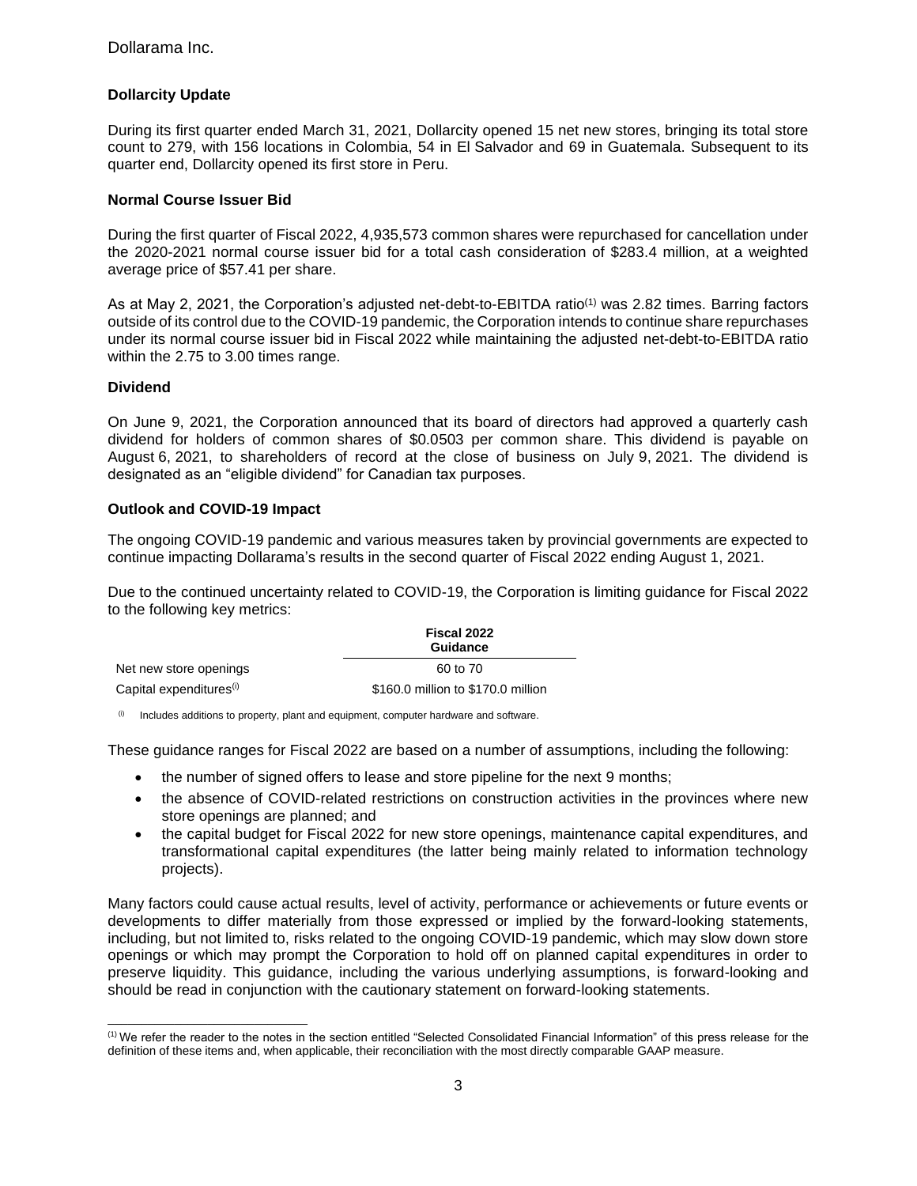## Dollarcity Update

During its first quarter ended March 31, 2021, Dollarcity opened 15 net new stores, bringing its total store count to 279, with 156 locations in Colombia, 54 in El Salvador and 69 in Guatemala. Subsequent to its quarter end, Dollarcity opened its first store in Peru.

## Normal Course Issuer Bid

During the first quarter of Fiscal 2022, 4,935,573 common shares were repurchased for cancellation under the 2020-2021 normal course issuer bid for a total cash consideration of $283.4 million, at a weighted average price of $57.41 per share.

As at May 2, 2021, the Corporation's adjusted net-debt-to-EBITDA ratio(1) was 2.82 times. Barring factors outside of its control due to the COVID-19 pandemic, the Corporation intends to continue share repurchases under its normal course issuer bid in Fiscal 2022 while maintaining the adjusted net-debt-to-EBITDA ratio within the 2.75 to 3.00 times range.

## Dividend

On June 9, 2021, the Corporation announced that its board of directors had approved a quarterly cash dividend for holders of common shares of $0.0503 per common share. This dividend is payable on August 6, 2021, to shareholders of record at the close of business on July 9, 2021. The dividend is designated as an "eligible dividend" for Canadian tax purposes.

## Outlook and COVID-19 Impact

The ongoing COVID-19 pandemic and various measures taken by provincial governments are expected to continue impacting Dollarama's results in the second quarter of Fiscal 2022 ending August 1, 2021.

Due to the continued uncertainty related to COVID-19, the Corporation is limiting guidance for Fiscal 2022 to the following key metrics:

| | Fiscal 2022 Guidance |
|---|---|
| Net new store openings | 60 to 70 |
| Capital expenditures(i) | $160.0 million to $170.0 million |

(i) Includes additions to property, plant and equipment, computer hardware and software.

These guidance ranges for Fiscal 2022 are based on a number of assumptions, including the following:

- the number of signed offers to lease and store pipeline for the next 9 months;
- the absence of COVID-related restrictions on construction activities in the provinces where new store openings are planned; and
- the capital budget for Fiscal 2022 for new store openings, maintenance capital expenditures, and transformational capital expenditures (the latter being mainly related to information technology projects).

Many factors could cause actual results, level of activity, performance or achievements or future events or developments to differ materially from those expressed or implied by the forward-looking statements, including, but not limited to, risks related to the ongoing COVID-19 pandemic, which may slow down store openings or which may prompt the Corporation to hold off on planned capital expenditures in order to preserve liquidity. This guidance, including the various underlying assumptions, is forward-looking and should be read in conjunction with the cautionary statement on forward-looking statements.

(1) We refer the reader to the notes in the section entitled "Selected Consolidated Financial Information" of this press release for the definition of these items and, when applicable, their reconciliation with the most directly comparable GAAP measure.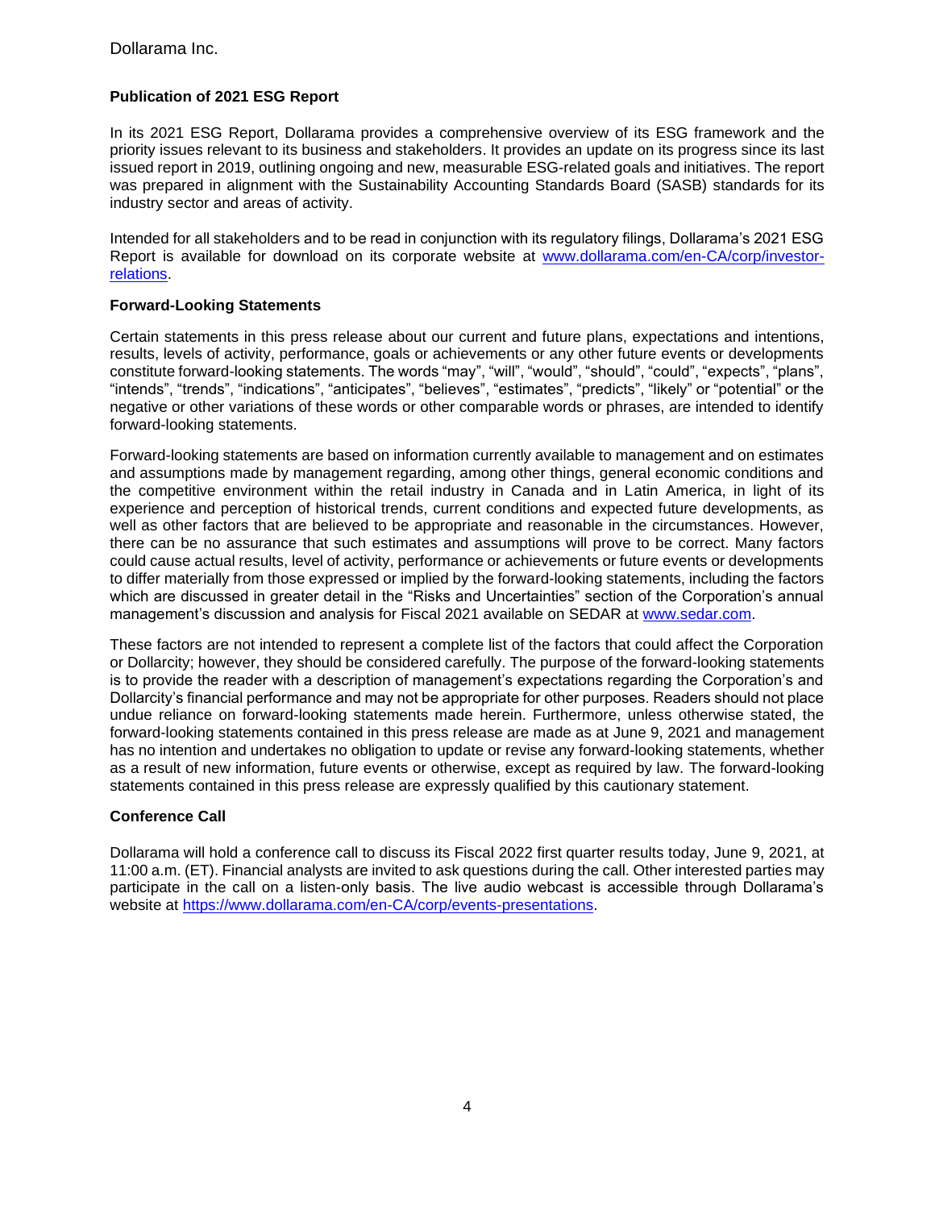### Publication of 2021 ESG Report

In its 2021 ESG Report, Dollarama provides a comprehensive overview of its ESG framework and the priority issues relevant to its business and stakeholders. It provides an update on its progress since its last issued report in 2019, outlining ongoing and new, measurable ESG-related goals and initiatives. The report was prepared in alignment with the Sustainability Accounting Standards Board (SASB) standards for its industry sector and areas of activity.

Intended for all stakeholders and to be read in conjunction with its regulatory filings, Dollarama's 2021 ESG Report is available for download on its corporate website at [www.dollarama.com/en-CA/corp/investor-relations](www.dollarama.com/en-CA/corp/investor-relations).

### Forward-Looking Statements

Certain statements in this press release about our current and future plans, expectations and intentions, results, levels of activity, performance, goals or achievements or any other future events or developments constitute forward-looking statements. The words "may", "will", "would", "should", "could", "expects", "plans", "intends", "trends", "indications", "anticipates", "believes", "estimates", "predicts", "likely" or "potential" or the negative or other variations of these words or other comparable words or phrases, are intended to identify forward-looking statements.

Forward-looking statements are based on information currently available to management and on estimates and assumptions made by management regarding, among other things, general economic conditions and the competitive environment within the retail industry in Canada and in Latin America, in light of its experience and perception of historical trends, current conditions and expected future developments, as well as other factors that are believed to be appropriate and reasonable in the circumstances. However, there can be no assurance that such estimates and assumptions will prove to be correct. Many factors could cause actual results, level of activity, performance or achievements or future events or developments to differ materially from those expressed or implied by the forward-looking statements, including the factors which are discussed in greater detail in the "Risks and Uncertainties" section of the Corporation's annual management's discussion and analysis for Fiscal 2021 available on SEDAR at [www.sedar.com](www.sedar.com).

These factors are not intended to represent a complete list of the factors that could affect the Corporation or Dollarcity; however, they should be considered carefully. The purpose of the forward-looking statements is to provide the reader with a description of management's expectations regarding the Corporation's and Dollarcity's financial performance and may not be appropriate for other purposes. Readers should not place undue reliance on forward-looking statements made herein. Furthermore, unless otherwise stated, the forward-looking statements contained in this press release are made as at June 9, 2021 and management has no intention and undertakes no obligation to update or revise any forward-looking statements, whether as a result of new information, future events or otherwise, except as required by law. The forward-looking statements contained in this press release are expressly qualified by this cautionary statement.

### Conference Call

Dollarama will hold a conference call to discuss its Fiscal 2022 first quarter results today, June 9, 2021, at 11:00 a.m. (ET). Financial analysts are invited to ask questions during the call. Other interested parties may participate in the call on a listen-only basis. The live audio webcast is accessible through Dollarama's website at [https://www.dollarama.com/en-CA/corp/events-presentations](https://www.dollarama.com/en-CA/corp/events-presentations).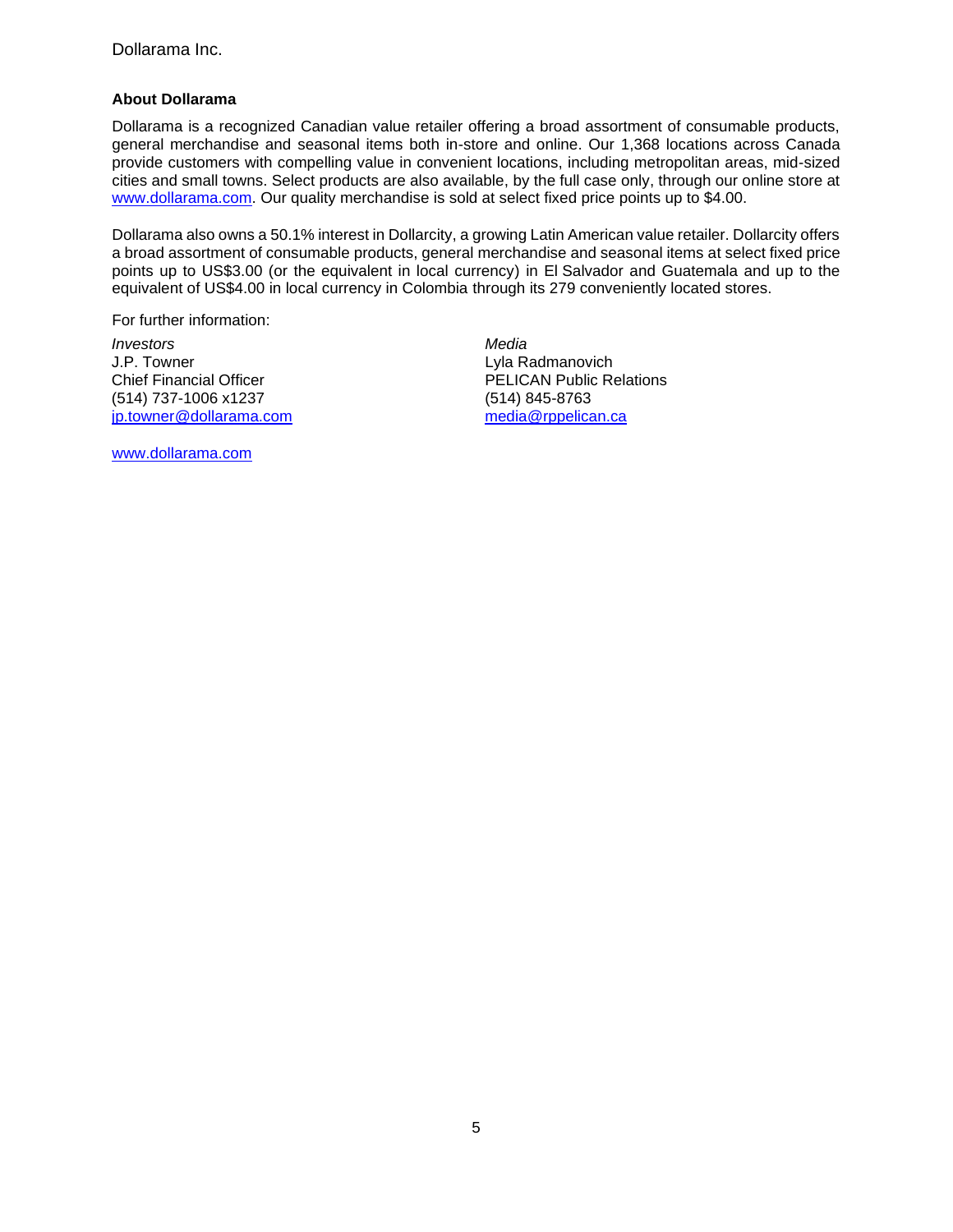### About Dollarama

Dollarama is a recognized Canadian value retailer offering a broad assortment of consumable products, general merchandise and seasonal items both in-store and online. Our 1,368 locations across Canada provide customers with compelling value in convenient locations, including metropolitan areas, mid-sized cities and small towns. Select products are also available, by the full case only, through our online store at www.dollarama.com. Our quality merchandise is sold at select fixed price points up to $4.00.

Dollarama also owns a 50.1% interest in Dollarcity, a growing Latin American value retailer. Dollarcity offers a broad assortment of consumable products, general merchandise and seasonal items at select fixed price points up to US$3.00 (or the equivalent in local currency) in El Salvador and Guatemala and up to the equivalent of US$4.00 in local currency in Colombia through its 279 conveniently located stores.

For further information:

*Investors*
J.P. Towner
Chief Financial Officer
(514) 737-1006 x1237
jp.towner@dollarama.com

*Media*
Lyla Radmanovich
PELICAN Public Relations
(514) 845-8763
media@rppelican.ca

www.dollarama.com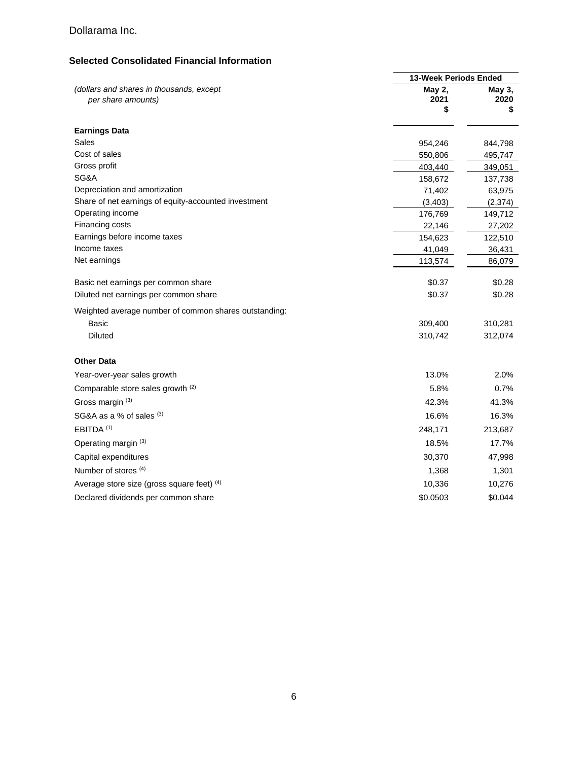Dollarama Inc.

## Selected Consolidated Financial Information

| *(dollars and shares in thousands, except per share amounts)* | 13-Week Periods Ended | |
|---|---|---|
| | **May 2, 2021 $** | **May 3, 2020 $** |
| **Earnings Data** | | |
| Sales | 954,246 | 844,798 |
| Cost of sales | 550,806 | 495,747 |
| Gross profit | 403,440 | 349,051 |
| SG&A | 158,672 | 137,738 |
| Depreciation and amortization | 71,402 | 63,975 |
| Share of net earnings of equity-accounted investment | (3,403) | (2,374) |
| Operating income | 176,769 | 149,712 |
| Financing costs | 22,146 | 27,202 |
| Earnings before income taxes | 154,623 | 122,510 |
| Income taxes | 41,049 | 36,431 |
| Net earnings | 113,574 | 86,079 |
| Basic net earnings per common share | $0.37 | $0.28 |
| Diluted net earnings per common share | $0.37 | $0.28 |
| Weighted average number of common shares outstanding: | | |
| Basic | 309,400 | 310,281 |
| Diluted | 310,742 | 312,074 |
| **Other Data** | | |
| Year-over-year sales growth | 13.0% | 2.0% |
| Comparable store sales growth (2) | 5.8% | 0.7% |
| Gross margin (3) | 42.3% | 41.3% |
| SG&A as a % of sales (3) | 16.6% | 16.3% |
| EBITDA (1) | 248,171 | 213,687 |
| Operating margin (3) | 18.5% | 17.7% |
| Capital expenditures | 30,370 | 47,998 |
| Number of stores (4) | 1,368 | 1,301 |
| Average store size (gross square feet) (4) | 10,336 | 10,276 |
| Declared dividends per common share | $0.0503 | $0.044 |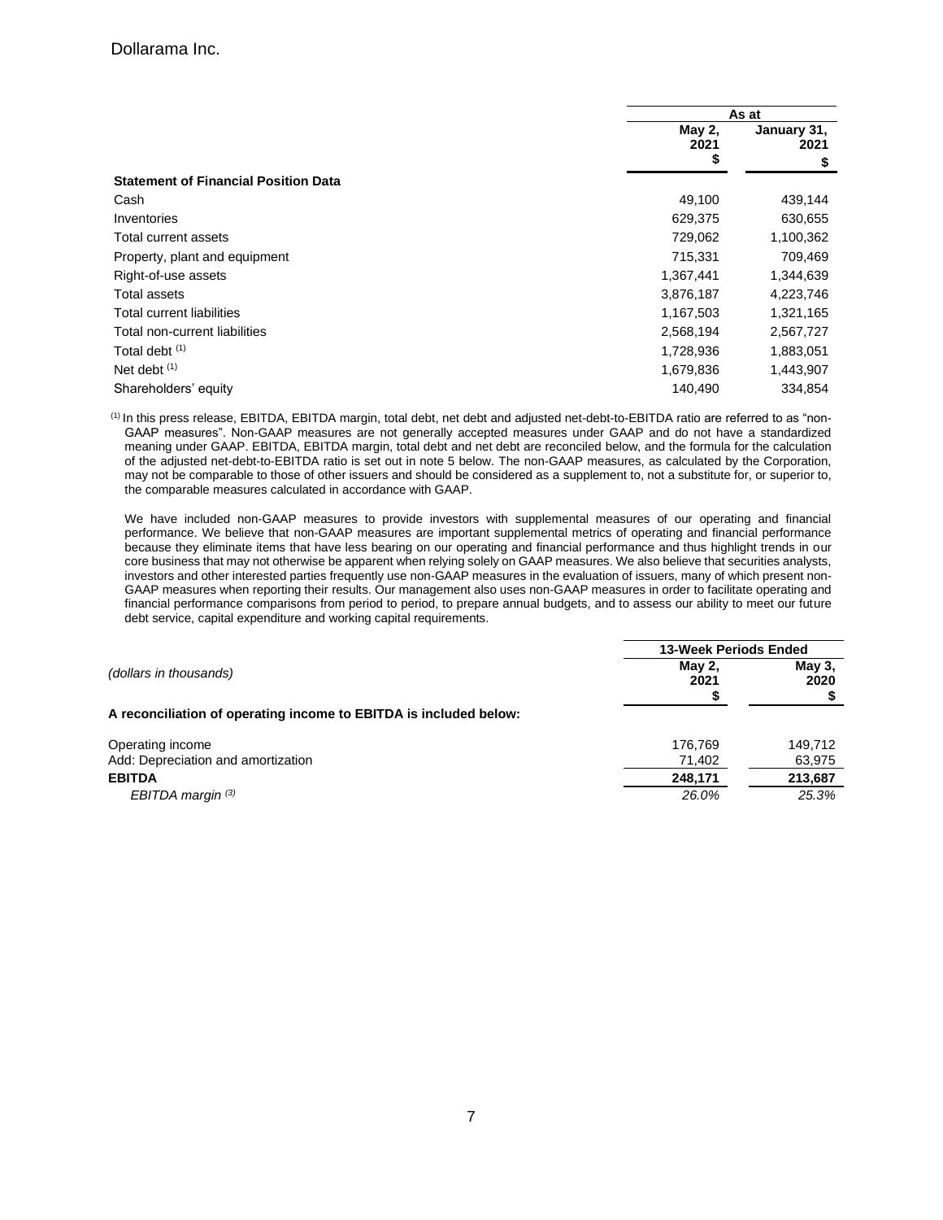Dollarama Inc.

| | As at | |
|---|---|---|
| | May 2, 2021 | January 31, 2021 |
| | $ | $ |
| **Statement of Financial Position Data** | | |
| Cash | 49,100 | 439,144 |
| Inventories | 629,375 | 630,655 |
| Total current assets | 729,062 | 1,100,362 |
| Property, plant and equipment | 715,331 | 709,469 |
| Right-of-use assets | 1,367,441 | 1,344,639 |
| Total assets | 3,876,187 | 4,223,746 |
| Total current liabilities | 1,167,503 | 1,321,165 |
| Total non-current liabilities | 2,568,194 | 2,567,727 |
| Total debt (1) | 1,728,936 | 1,883,051 |
| Net debt (1) | 1,679,836 | 1,443,907 |
| Shareholders' equity | 140,490 | 334,854 |

(1) In this press release, EBITDA, EBITDA margin, total debt, net debt and adjusted net-debt-to-EBITDA ratio are referred to as "non-GAAP measures". Non-GAAP measures are not generally accepted measures under GAAP and do not have a standardized meaning under GAAP. EBITDA, EBITDA margin, total debt and net debt are reconciled below, and the formula for the calculation of the adjusted net-debt-to-EBITDA ratio is set out in note 5 below. The non-GAAP measures, as calculated by the Corporation, may not be comparable to those of other issuers and should be considered as a supplement to, not a substitute for, or superior to, the comparable measures calculated in accordance with GAAP.

We have included non-GAAP measures to provide investors with supplemental measures of our operating and financial performance. We believe that non-GAAP measures are important supplemental metrics of operating and financial performance because they eliminate items that have less bearing on our operating and financial performance and thus highlight trends in our core business that may not otherwise be apparent when relying solely on GAAP measures. We also believe that securities analysts, investors and other interested parties frequently use non-GAAP measures in the evaluation of issuers, many of which present non-GAAP measures when reporting their results. Our management also uses non-GAAP measures in order to facilitate operating and financial performance comparisons from period to period, to prepare annual budgets, and to assess our ability to meet our future debt service, capital expenditure and working capital requirements.

| *(dollars in thousands)* | 13-Week Periods Ended | |
|---|---|---|
| | May 2, 2021 | May 3, 2020 |
| | $ | $ |
| **A reconciliation of operating income to EBITDA is included below:** | | |
| Operating income | 176,769 | 149,712 |
| Add: Depreciation and amortization | 71,402 | 63,975 |
| **EBITDA** | **248,171** | **213,687** |
| *EBITDA margin (3)* | *26.0%* | *25.3%* |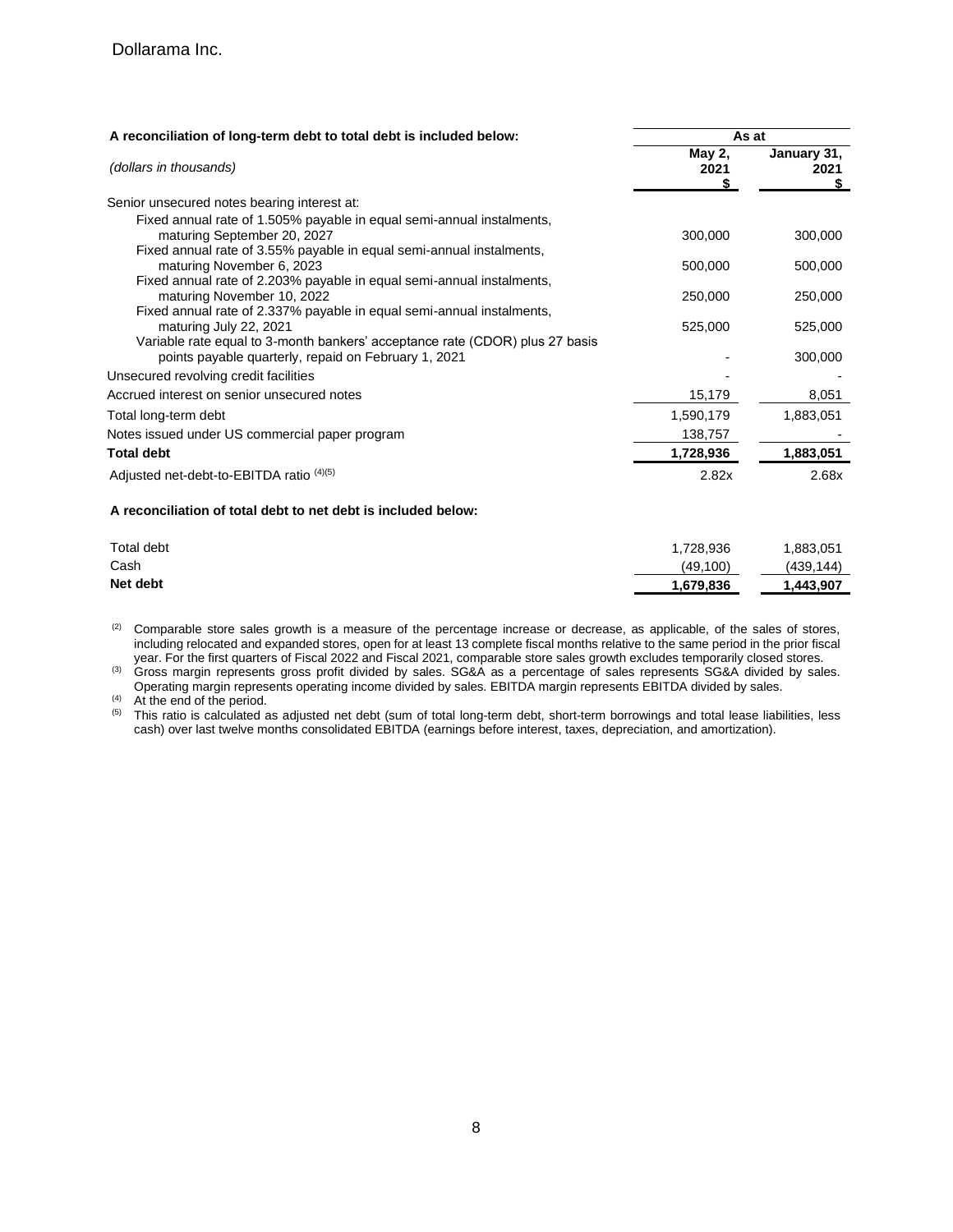| A reconciliation of long-term debt to total debt is included below: | As at | |
|---|---|---|
| *(dollars in thousands)* | May 2, 2021 $ | January 31, 2021 $ |
| Senior unsecured notes bearing interest at: | | |
| Fixed annual rate of 1.505% payable in equal semi-annual instalments, maturing September 20, 2027 | 300,000 | 300,000 |
| Fixed annual rate of 3.55% payable in equal semi-annual instalments, maturing November 6, 2023 | 500,000 | 500,000 |
| Fixed annual rate of 2.203% payable in equal semi-annual instalments, maturing November 10, 2022 | 250,000 | 250,000 |
| Fixed annual rate of 2.337% payable in equal semi-annual instalments, maturing July 22, 2021 | 525,000 | 525,000 |
| Variable rate equal to 3-month bankers' acceptance rate (CDOR) plus 27 basis points payable quarterly, repaid on February 1, 2021 | - | 300,000 |
| Unsecured revolving credit facilities | - | - |
| Accrued interest on senior unsecured notes | 15,179 | 8,051 |
| Total long-term debt | 1,590,179 | 1,883,051 |
| Notes issued under US commercial paper program | 138,757 | - |
| **Total debt** | **1,728,936** | **1,883,051** |
| Adjusted net-debt-to-EBITDA ratio (4)(5) | 2.82x | 2.68x |

**A reconciliation of total debt to net debt is included below:**

| | | |
|---|---|---|
| Total debt | 1,728,936 | 1,883,051 |
| Cash | (49,100) | (439,144) |
| **Net debt** | **1,679,836** | **1,443,907** |

(2) Comparable store sales growth is a measure of the percentage increase or decrease, as applicable, of the sales of stores, including relocated and expanded stores, open for at least 13 complete fiscal months relative to the same period in the prior fiscal year. For the first quarters of Fiscal 2022 and Fiscal 2021, comparable store sales growth excludes temporarily closed stores.

(3) Gross margin represents gross profit divided by sales. SG&A as a percentage of sales represents SG&A divided by sales. Operating margin represents operating income divided by sales. EBITDA margin represents EBITDA divided by sales.

(4) At the end of the period.

(5) This ratio is calculated as adjusted net debt (sum of total long-term debt, short-term borrowings and total lease liabilities, less cash) over last twelve months consolidated EBITDA (earnings before interest, taxes, depreciation, and amortization).